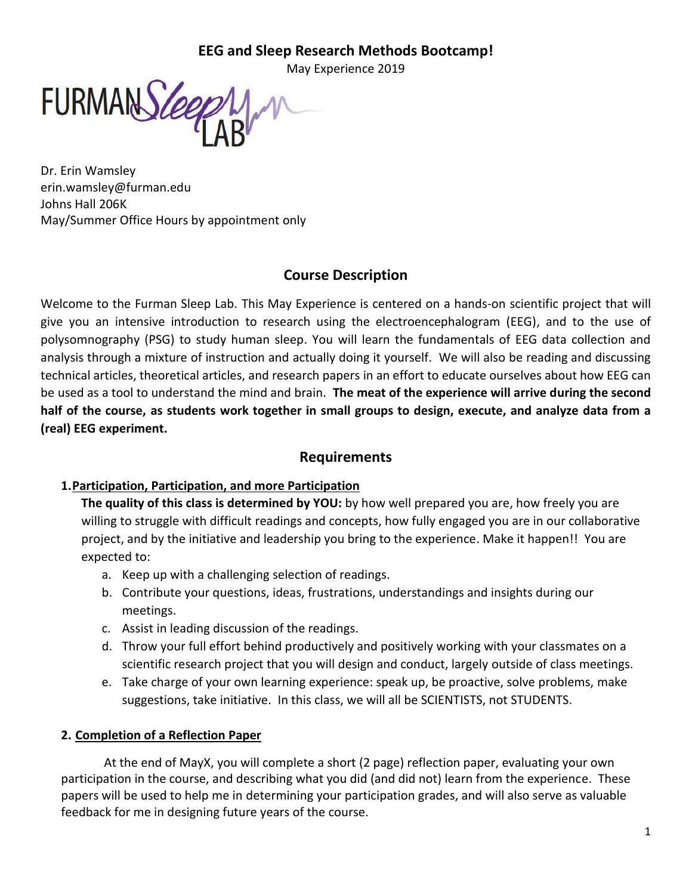# EEG and Sleep Research Methods Bootcamp!

May Experience 2019

FURMAN Sleep LAB

Dr. Erin Wamsley
erin.wamsley@furman.edu
Johns Hall 206K
May/Summer Office Hours by appointment only

## Course Description

Welcome to the Furman Sleep Lab. This May Experience is centered on a hands-on scientific project that will give you an intensive introduction to research using the electroencephalogram (EEG), and to the use of polysomnography (PSG) to study human sleep. You will learn the fundamentals of EEG data collection and analysis through a mixture of instruction and actually doing it yourself. We will also be reading and discussing technical articles, theoretical articles, and research papers in an effort to educate ourselves about how EEG can be used as a tool to understand the mind and brain. **The meat of the experience will arrive during the second half of the course, as students work together in small groups to design, execute, and analyze data from a (real) EEG experiment.**

## Requirements

### 1. Participation, Participation, and more Participation

**The quality of this class is determined by YOU:** by how well prepared you are, how freely you are willing to struggle with difficult readings and concepts, how fully engaged you are in our collaborative project, and by the initiative and leadership you bring to the experience. Make it happen!! You are expected to:

a. Keep up with a challenging selection of readings.
b. Contribute your questions, ideas, frustrations, understandings and insights during our meetings.
c. Assist in leading discussion of the readings.
d. Throw your full effort behind productively and positively working with your classmates on a scientific research project that you will design and conduct, largely outside of class meetings.
e. Take charge of your own learning experience: speak up, be proactive, solve problems, make suggestions, take initiative. In this class, we will all be SCIENTISTS, not STUDENTS.

### 2. Completion of a Reflection Paper

At the end of MayX, you will complete a short (2 page) reflection paper, evaluating your own participation in the course, and describing what you did (and did not) learn from the experience. These papers will be used to help me in determining your participation grades, and will also serve as valuable feedback for me in designing future years of the course.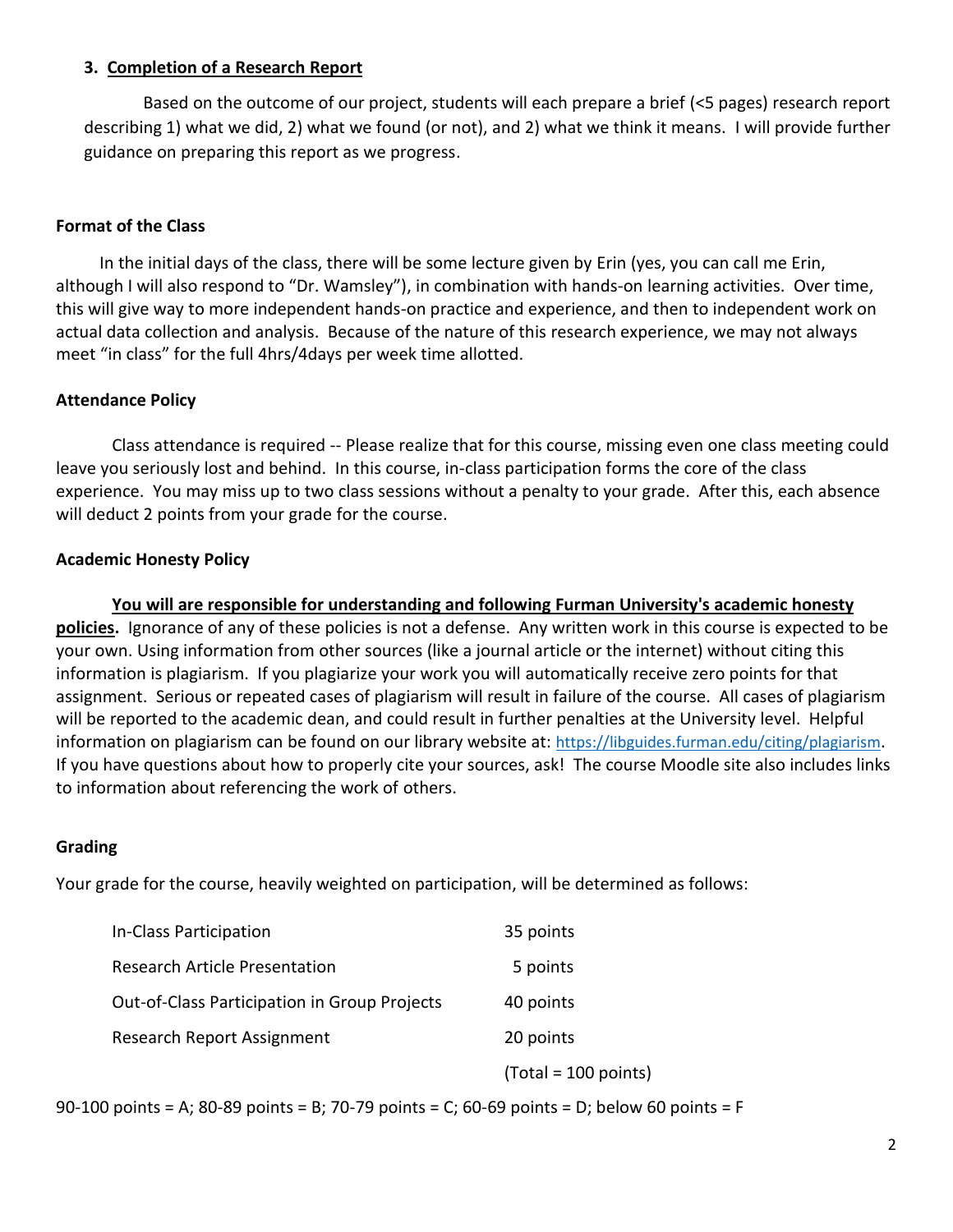### 3. <u>Completion of a Research Report</u>

Based on the outcome of our project, students will each prepare a brief (<5 pages) research report describing 1) what we did, 2) what we found (or not), and 2) what we think it means. I will provide further guidance on preparing this report as we progress.

### Format of the Class

In the initial days of the class, there will be some lecture given by Erin (yes, you can call me Erin, although I will also respond to "Dr. Wamsley"), in combination with hands-on learning activities. Over time, this will give way to more independent hands-on practice and experience, and then to independent work on actual data collection and analysis. Because of the nature of this research experience, we may not always meet "in class" for the full 4hrs/4days per week time allotted.

### Attendance Policy

Class attendance is required -- Please realize that for this course, missing even one class meeting could leave you seriously lost and behind. In this course, in-class participation forms the core of the class experience. You may miss up to two class sessions without a penalty to your grade. After this, each absence will deduct 2 points from your grade for the course.

### Academic Honesty Policy

<u>**You will are responsible for understanding and following Furman University's academic honesty policies.**</u> Ignorance of any of these policies is not a defense. Any written work in this course is expected to be your own. Using information from other sources (like a journal article or the internet) without citing this information is plagiarism. If you plagiarize your work you will automatically receive zero points for that assignment. Serious or repeated cases of plagiarism will result in failure of the course. All cases of plagiarism will be reported to the academic dean, and could result in further penalties at the University level. Helpful information on plagiarism can be found on our library website at: https://libguides.furman.edu/citing/plagiarism. If you have questions about how to properly cite your sources, ask! The course Moodle site also includes links to information about referencing the work of others.

### Grading

Your grade for the course, heavily weighted on participation, will be determined as follows:

| | |
|---|---|
| In-Class Participation | 35 points |
| Research Article Presentation | 5 points |
| Out-of-Class Participation in Group Projects | 40 points |
| Research Report Assignment | 20 points |
| | (Total = 100 points) |

90-100 points = A; 80-89 points = B; 70-79 points = C; 60-69 points = D; below 60 points = F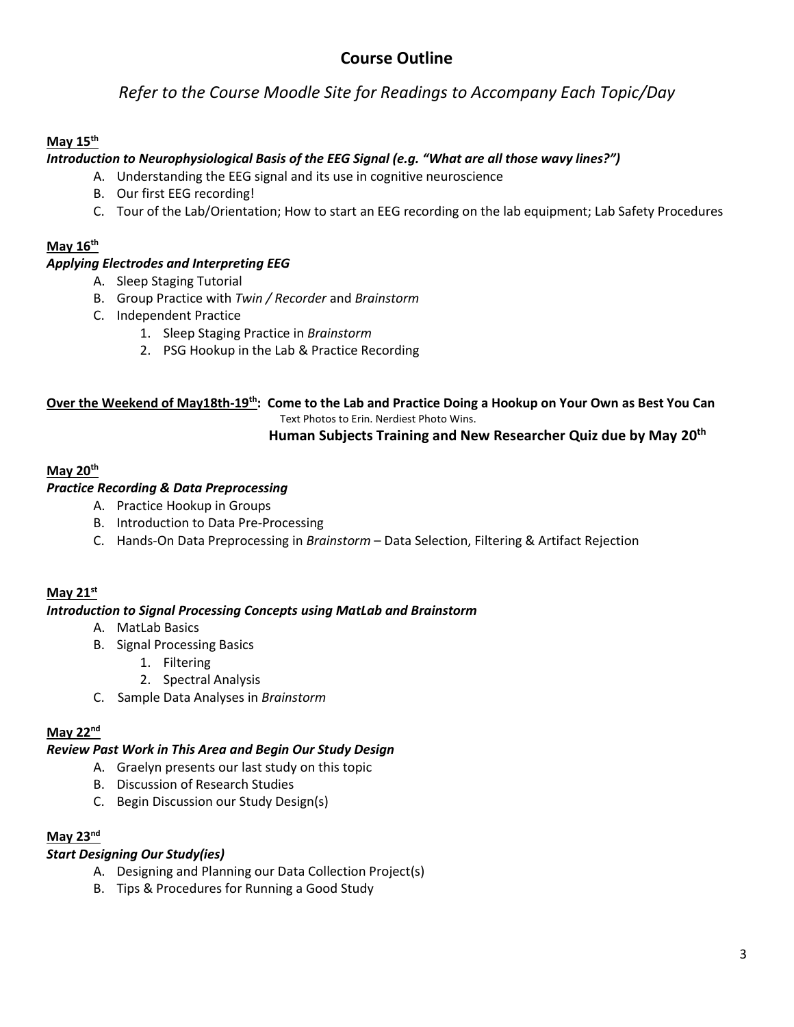# Course Outline

*Refer to the Course Moodle Site for Readings to Accompany Each Topic/Day*

**May 15th**

***Introduction to Neurophysiological Basis of the EEG Signal (e.g. "What are all those wavy lines?")***

A. Understanding the EEG signal and its use in cognitive neuroscience
B. Our first EEG recording!
C. Tour of the Lab/Orientation; How to start an EEG recording on the lab equipment; Lab Safety Procedures

**May 16th**

***Applying Electrodes and Interpreting EEG***

A. Sleep Staging Tutorial
B. Group Practice with *Twin / Recorder* and *Brainstorm*
C. Independent Practice
   1. Sleep Staging Practice in *Brainstorm*
   2. PSG Hookup in the Lab & Practice Recording

**Over the Weekend of May18th-19th: Come to the Lab and Practice Doing a Hookup on Your Own as Best You Can**

Text Photos to Erin. Nerdiest Photo Wins.

**Human Subjects Training and New Researcher Quiz due by May 20th**

**May 20th**

***Practice Recording & Data Preprocessing***

A. Practice Hookup in Groups
B. Introduction to Data Pre-Processing
C. Hands-On Data Preprocessing in *Brainstorm* – Data Selection, Filtering & Artifact Rejection

**May 21st**

***Introduction to Signal Processing Concepts using MatLab and Brainstorm***

A. MatLab Basics
B. Signal Processing Basics
   1. Filtering
   2. Spectral Analysis
C. Sample Data Analyses in *Brainstorm*

**May 22nd**

***Review Past Work in This Area and Begin Our Study Design***

A. Graelyn presents our last study on this topic
B. Discussion of Research Studies
C. Begin Discussion our Study Design(s)

**May 23nd**

***Start Designing Our Study(ies)***

A. Designing and Planning our Data Collection Project(s)
B. Tips & Procedures for Running a Good Study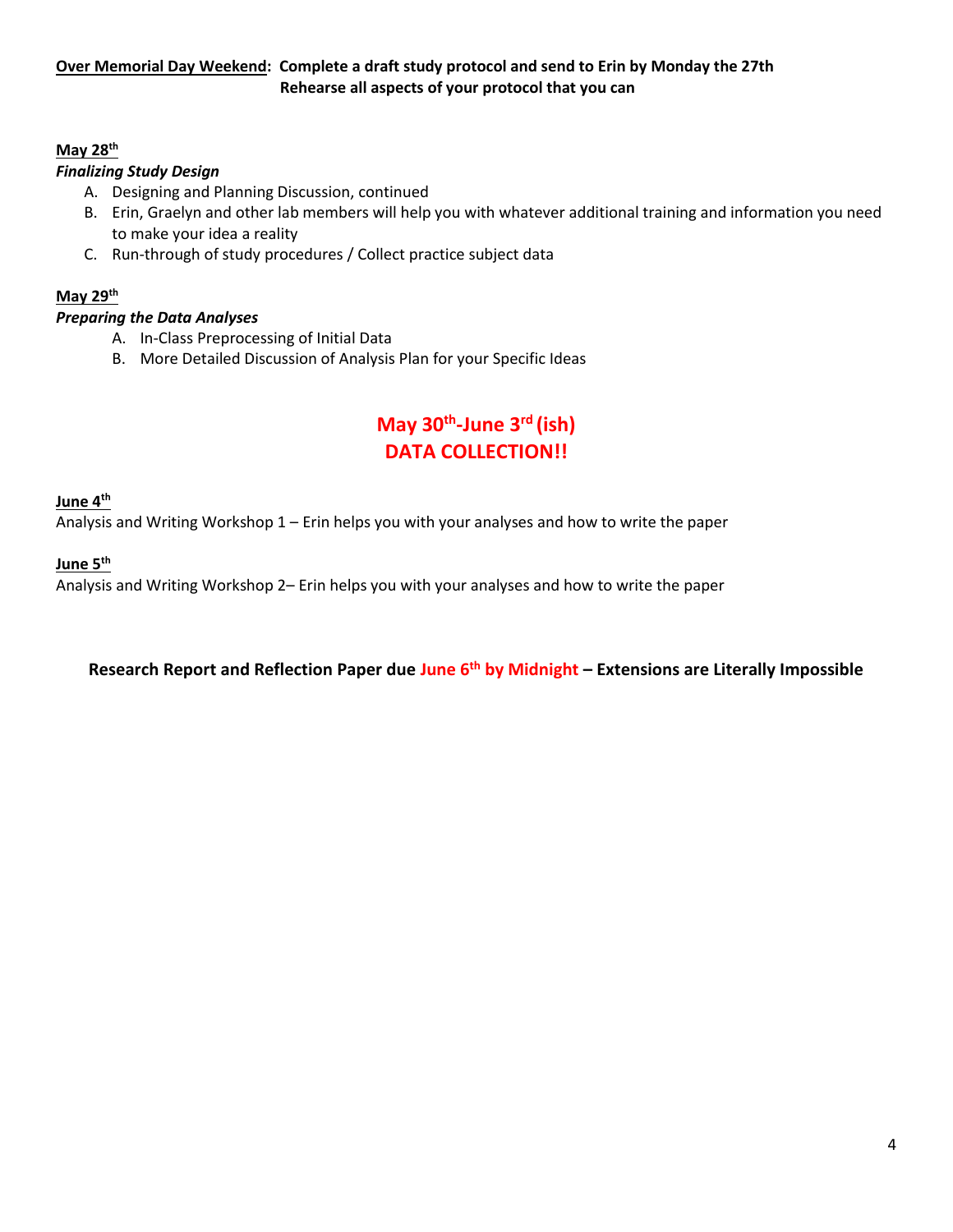**<u>Over Memorial Day Weekend</u>: Complete a draft study protocol and send to Erin by Monday the 27th**
**Rehearse all aspects of your protocol that you can**

**<u>May 28th</u>**

***Finalizing Study Design***

A. Designing and Planning Discussion, continued
B. Erin, Graelyn and other lab members will help you with whatever additional training and information you need to make your idea a reality
C. Run-through of study procedures / Collect practice subject data

**<u>May 29th</u>**

***Preparing the Data Analyses***

A. In-Class Preprocessing of Initial Data
B. More Detailed Discussion of Analysis Plan for your Specific Ideas

## May 30th-June 3rd (ish)
## DATA COLLECTION!!

**<u>June 4th</u>**

Analysis and Writing Workshop 1 – Erin helps you with your analyses and how to write the paper

**<u>June 5th</u>**

Analysis and Writing Workshop 2– Erin helps you with your analyses and how to write the paper

**Research Report and Reflection Paper due June 6th by Midnight – Extensions are Literally Impossible**